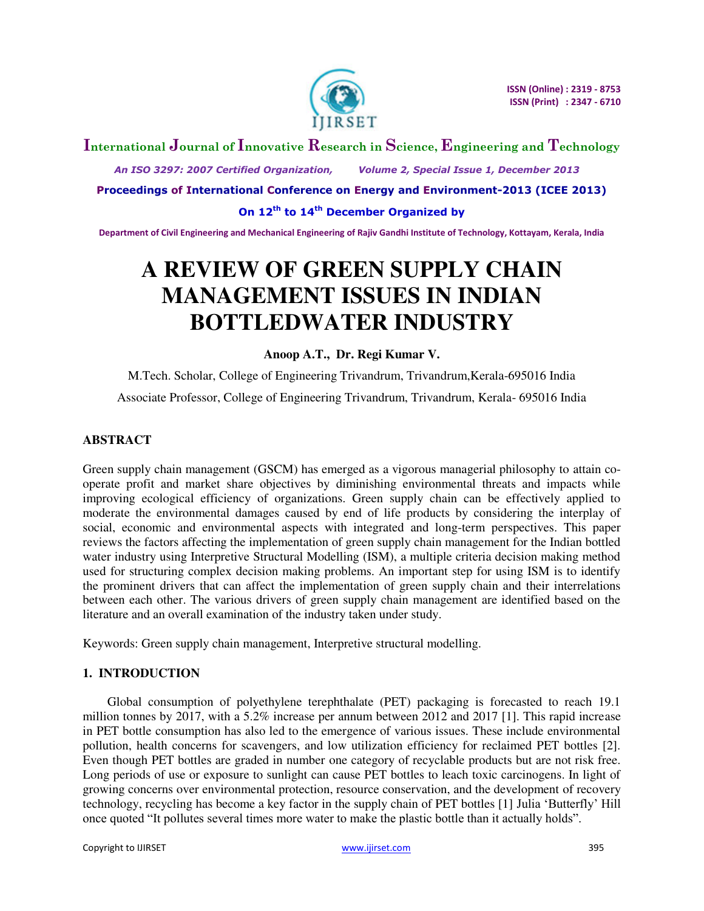# A REVIEW OF GREEN SUPPLY CHAIN MANAGEMENT ISSUES IN INDIAN BOTTLEDWATER INDUSTRY

**Anoop A.T., Dr. Regi Kumar V.**

M.Tech. Scholar, College of Engineering Trivandrum, Trivandrum,Kerala-695016 India

Associate Professor, College of Engineering Trivandrum, Trivandrum, Kerala- 695016 India

## ABSTRACT

Green supply chain management (GSCM) has emerged as a vigorous managerial philosophy to attain co-operate profit and market share objectives by diminishing environmental threats and impacts while improving ecological efficiency of organizations. Green supply chain can be effectively applied to moderate the environmental damages caused by end of life products by considering the interplay of social, economic and environmental aspects with integrated and long-term perspectives. This paper reviews the factors affecting the implementation of green supply chain management for the Indian bottled water industry using Interpretive Structural Modelling (ISM), a multiple criteria decision making method used for structuring complex decision making problems. An important step for using ISM is to identify the prominent drivers that can affect the implementation of green supply chain and their interrelations between each other. The various drivers of green supply chain management are identified based on the literature and an overall examination of the industry taken under study.

Keywords: Green supply chain management, Interpretive structural modelling.

## 1. INTRODUCTION

Global consumption of polyethylene terephthalate (PET) packaging is forecasted to reach 19.1 million tonnes by 2017, with a 5.2% increase per annum between 2012 and 2017 [1]. This rapid increase in PET bottle consumption has also led to the emergence of various issues. These include environmental pollution, health concerns for scavengers, and low utilization efficiency for reclaimed PET bottles [2]. Even though PET bottles are graded in number one category of recyclable products but are not risk free. Long periods of use or exposure to sunlight can cause PET bottles to leach toxic carcinogens. In light of growing concerns over environmental protection, resource conservation, and the development of recovery technology, recycling has become a key factor in the supply chain of PET bottles [1] Julia 'Butterfly' Hill once quoted "It pollutes several times more water to make the plastic bottle than it actually holds".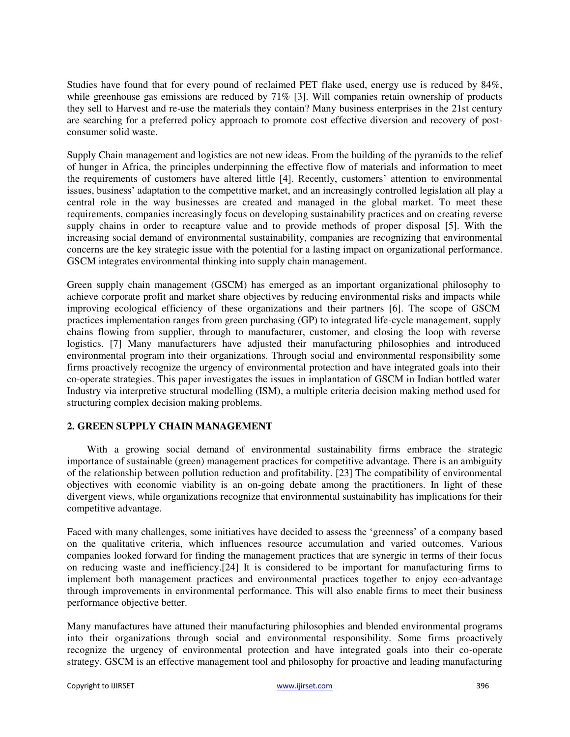Studies have found that for every pound of reclaimed PET flake used, energy use is reduced by 84%, while greenhouse gas emissions are reduced by 71% [3]. Will companies retain ownership of products they sell to Harvest and re-use the materials they contain? Many business enterprises in the 21st century are searching for a preferred policy approach to promote cost effective diversion and recovery of post-consumer solid waste.

Supply Chain management and logistics are not new ideas. From the building of the pyramids to the relief of hunger in Africa, the principles underpinning the effective flow of materials and information to meet the requirements of customers have altered little [4]. Recently, customers' attention to environmental issues, business' adaptation to the competitive market, and an increasingly controlled legislation all play a central role in the way businesses are created and managed in the global market. To meet these requirements, companies increasingly focus on developing sustainability practices and on creating reverse supply chains in order to recapture value and to provide methods of proper disposal [5]. With the increasing social demand of environmental sustainability, companies are recognizing that environmental concerns are the key strategic issue with the potential for a lasting impact on organizational performance. GSCM integrates environmental thinking into supply chain management.

Green supply chain management (GSCM) has emerged as an important organizational philosophy to achieve corporate profit and market share objectives by reducing environmental risks and impacts while improving ecological efficiency of these organizations and their partners [6]. The scope of GSCM practices implementation ranges from green purchasing (GP) to integrated life-cycle management, supply chains flowing from supplier, through to manufacturer, customer, and closing the loop with reverse logistics. [7] Many manufacturers have adjusted their manufacturing philosophies and introduced environmental program into their organizations. Through social and environmental responsibility some firms proactively recognize the urgency of environmental protection and have integrated goals into their co-operate strategies. This paper investigates the issues in implantation of GSCM in Indian bottled water Industry via interpretive structural modelling (ISM), a multiple criteria decision making method used for structuring complex decision making problems.

## 2. GREEN SUPPLY CHAIN MANAGEMENT

With a growing social demand of environmental sustainability firms embrace the strategic importance of sustainable (green) management practices for competitive advantage. There is an ambiguity of the relationship between pollution reduction and profitability. [23] The compatibility of environmental objectives with economic viability is an on-going debate among the practitioners. In light of these divergent views, while organizations recognize that environmental sustainability has implications for their competitive advantage.

Faced with many challenges, some initiatives have decided to assess the 'greenness' of a company based on the qualitative criteria, which influences resource accumulation and varied outcomes. Various companies looked forward for finding the management practices that are synergic in terms of their focus on reducing waste and inefficiency.[24] It is considered to be important for manufacturing firms to implement both management practices and environmental practices together to enjoy eco-advantage through improvements in environmental performance. This will also enable firms to meet their business performance objective better.

Many manufactures have attuned their manufacturing philosophies and blended environmental programs into their organizations through social and environmental responsibility. Some firms proactively recognize the urgency of environmental protection and have integrated goals into their co-operate strategy. GSCM is an effective management tool and philosophy for proactive and leading manufacturing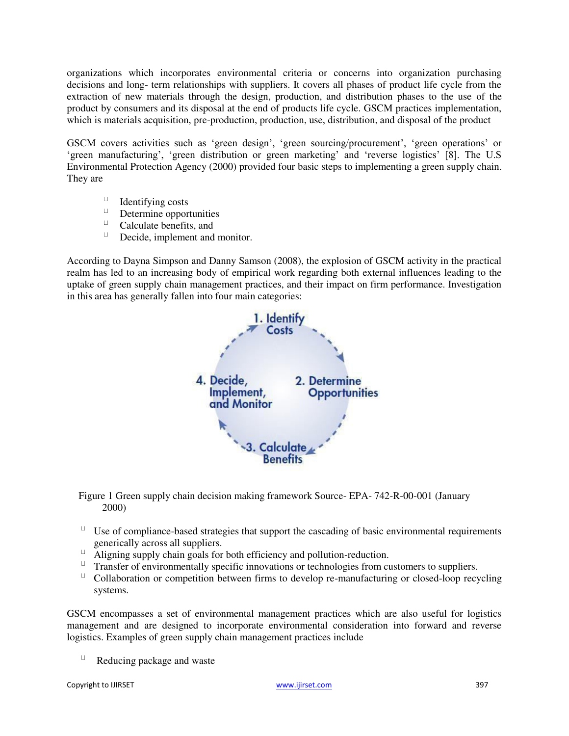organizations which incorporates environmental criteria or concerns into organization purchasing decisions and long- term relationships with suppliers. It covers all phases of product life cycle from the extraction of new materials through the design, production, and distribution phases to the use of the product by consumers and its disposal at the end of products life cycle. GSCM practices implementation, which is materials acquisition, pre-production, production, use, distribution, and disposal of the product

GSCM covers activities such as 'green design', 'green sourcing/procurement', 'green operations' or 'green manufacturing', 'green distribution or green marketing' and 'reverse logistics' [8]. The U.S Environmental Protection Agency (2000) provided four basic steps to implementing a green supply chain. They are

- Identifying costs
- Determine opportunities
- Calculate benefits, and
- Decide, implement and monitor.

According to Dayna Simpson and Danny Samson (2008), the explosion of GSCM activity in the practical realm has led to an increasing body of empirical work regarding both external influences leading to the uptake of green supply chain management practices, and their impact on firm performance. Investigation in this area has generally fallen into four main categories:

1. Identify Costs → 2. Determine Opportunities → 3. Calculate Benefits → 4. Decide, Implement, and Monitor

Figure 1 Green supply chain decision making framework Source- EPA- 742-R-00-001 (January 2000)

- Use of compliance-based strategies that support the cascading of basic environmental requirements generically across all suppliers.
- Aligning supply chain goals for both efficiency and pollution-reduction.
- Transfer of environmentally specific innovations or technologies from customers to suppliers.
- Collaboration or competition between firms to develop re-manufacturing or closed-loop recycling systems.

GSCM encompasses a set of environmental management practices which are also useful for logistics management and are designed to incorporate environmental consideration into forward and reverse logistics. Examples of green supply chain management practices include

- Reducing package and waste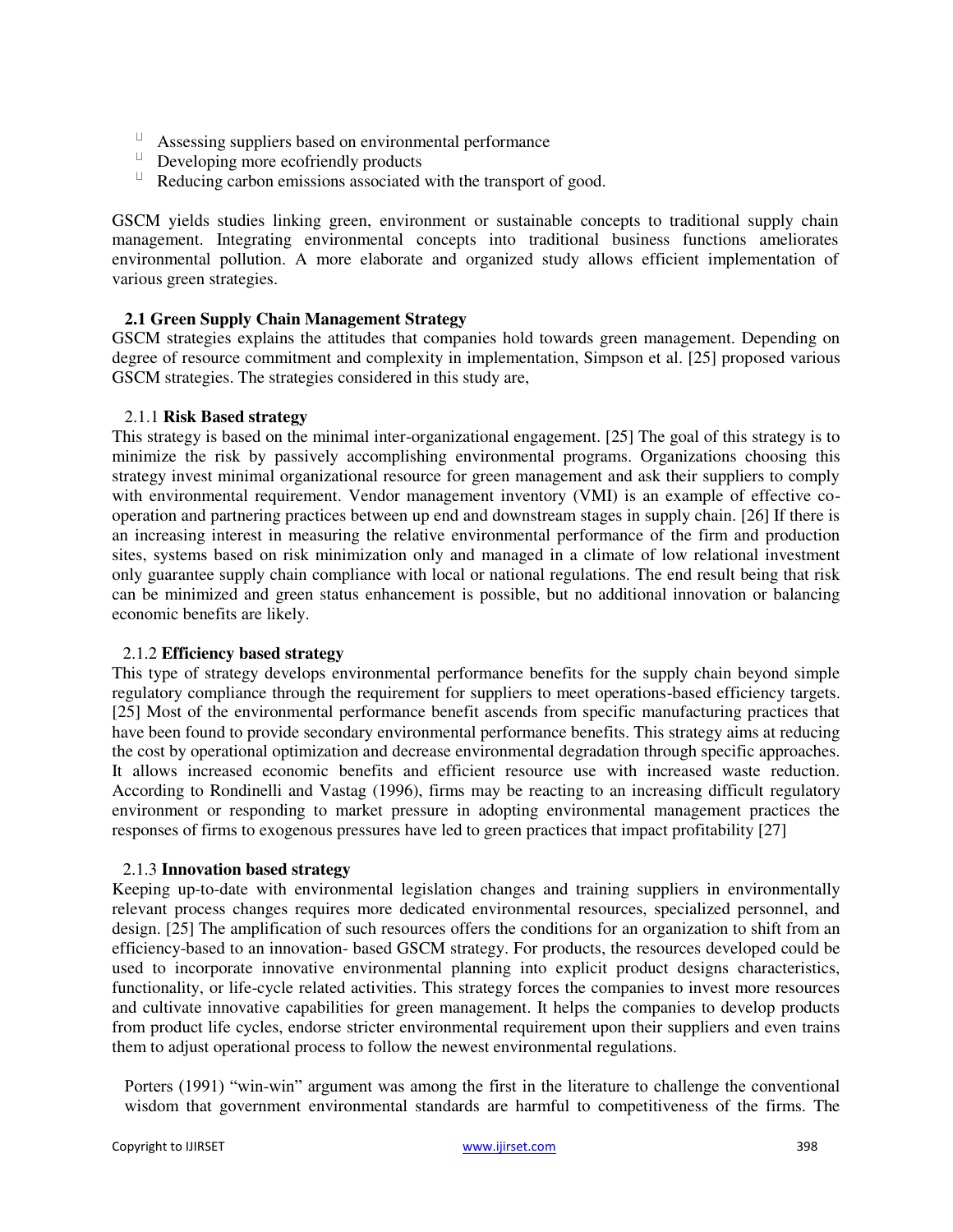- Assessing suppliers based on environmental performance
- Developing more ecofriendly products
- Reducing carbon emissions associated with the transport of good.

GSCM yields studies linking green, environment or sustainable concepts to traditional supply chain management. Integrating environmental concepts into traditional business functions ameliorates environmental pollution. A more elaborate and organized study allows efficient implementation of various green strategies.

### 2.1 Green Supply Chain Management Strategy

GSCM strategies explains the attitudes that companies hold towards green management. Depending on degree of resource commitment and complexity in implementation, Simpson et al. [25] proposed various GSCM strategies. The strategies considered in this study are,

#### 2.1.1 **Risk Based strategy**

This strategy is based on the minimal inter-organizational engagement. [25] The goal of this strategy is to minimize the risk by passively accomplishing environmental programs. Organizations choosing this strategy invest minimal organizational resource for green management and ask their suppliers to comply with environmental requirement. Vendor management inventory (VMI) is an example of effective co-operation and partnering practices between up end and downstream stages in supply chain. [26] If there is an increasing interest in measuring the relative environmental performance of the firm and production sites, systems based on risk minimization only and managed in a climate of low relational investment only guarantee supply chain compliance with local or national regulations. The end result being that risk can be minimized and green status enhancement is possible, but no additional innovation or balancing economic benefits are likely.

#### 2.1.2 **Efficiency based strategy**

This type of strategy develops environmental performance benefits for the supply chain beyond simple regulatory compliance through the requirement for suppliers to meet operations-based efficiency targets. [25] Most of the environmental performance benefit ascends from specific manufacturing practices that have been found to provide secondary environmental performance benefits. This strategy aims at reducing the cost by operational optimization and decrease environmental degradation through specific approaches. It allows increased economic benefits and efficient resource use with increased waste reduction. According to Rondinelli and Vastag (1996), firms may be reacting to an increasing difficult regulatory environment or responding to market pressure in adopting environmental management practices the responses of firms to exogenous pressures have led to green practices that impact profitability [27]

#### 2.1.3 **Innovation based strategy**

Keeping up-to-date with environmental legislation changes and training suppliers in environmentally relevant process changes requires more dedicated environmental resources, specialized personnel, and design. [25] The amplification of such resources offers the conditions for an organization to shift from an efficiency-based to an innovation- based GSCM strategy. For products, the resources developed could be used to incorporate innovative environmental planning into explicit product designs characteristics, functionality, or life-cycle related activities. This strategy forces the companies to invest more resources and cultivate innovative capabilities for green management. It helps the companies to develop products from product life cycles, endorse stricter environmental requirement upon their suppliers and even trains them to adjust operational process to follow the newest environmental regulations.

Porters (1991) "win-win" argument was among the first in the literature to challenge the conventional wisdom that government environmental standards are harmful to competitiveness of the firms. The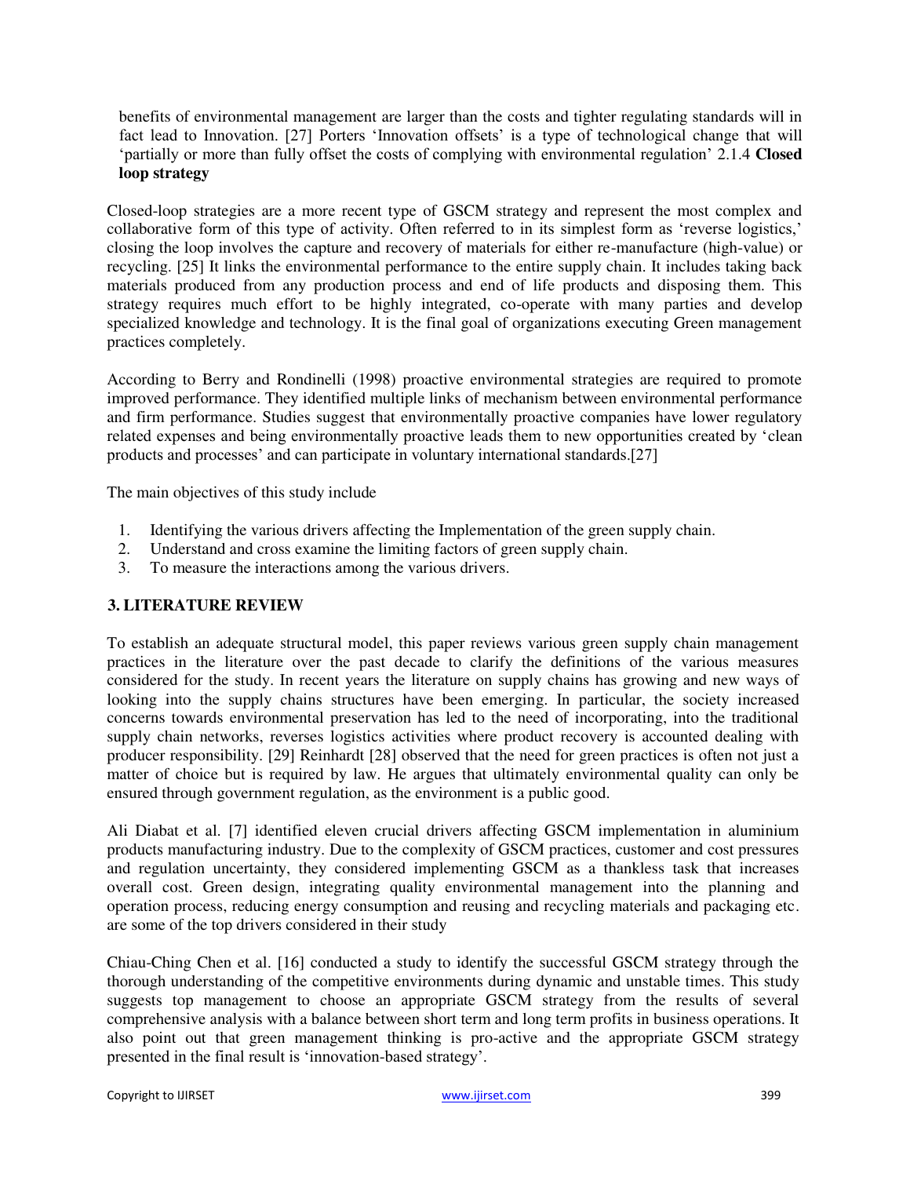benefits of environmental management are larger than the costs and tighter regulating standards will in fact lead to Innovation. [27] Porters 'Innovation offsets' is a type of technological change that will 'partially or more than fully offset the costs of complying with environmental regulation'

#### 2.1.4 Closed loop strategy

Closed-loop strategies are a more recent type of GSCM strategy and represent the most complex and collaborative form of this type of activity. Often referred to in its simplest form as 'reverse logistics,' closing the loop involves the capture and recovery of materials for either re-manufacture (high-value) or recycling. [25] It links the environmental performance to the entire supply chain. It includes taking back materials produced from any production process and end of life products and disposing them. This strategy requires much effort to be highly integrated, co-operate with many parties and develop specialized knowledge and technology. It is the final goal of organizations executing Green management practices completely.

According to Berry and Rondinelli (1998) proactive environmental strategies are required to promote improved performance. They identified multiple links of mechanism between environmental performance and firm performance. Studies suggest that environmentally proactive companies have lower regulatory related expenses and being environmentally proactive leads them to new opportunities created by 'clean products and processes' and can participate in voluntary international standards.[27]

The main objectives of this study include

1. Identifying the various drivers affecting the Implementation of the green supply chain.
2. Understand and cross examine the limiting factors of green supply chain.
3. To measure the interactions among the various drivers.

## 3. LITERATURE REVIEW

To establish an adequate structural model, this paper reviews various green supply chain management practices in the literature over the past decade to clarify the definitions of the various measures considered for the study. In recent years the literature on supply chains has growing and new ways of looking into the supply chains structures have been emerging. In particular, the society increased concerns towards environmental preservation has led to the need of incorporating, into the traditional supply chain networks, reverses logistics activities where product recovery is accounted dealing with producer responsibility. [29] Reinhardt [28] observed that the need for green practices is often not just a matter of choice but is required by law. He argues that ultimately environmental quality can only be ensured through government regulation, as the environment is a public good.

Ali Diabat et al. [7] identified eleven crucial drivers affecting GSCM implementation in aluminium products manufacturing industry. Due to the complexity of GSCM practices, customer and cost pressures and regulation uncertainty, they considered implementing GSCM as a thankless task that increases overall cost. Green design, integrating quality environmental management into the planning and operation process, reducing energy consumption and reusing and recycling materials and packaging etc. are some of the top drivers considered in their study

Chiau-Ching Chen et al. [16] conducted a study to identify the successful GSCM strategy through the thorough understanding of the competitive environments during dynamic and unstable times. This study suggests top management to choose an appropriate GSCM strategy from the results of several comprehensive analysis with a balance between short term and long term profits in business operations. It also point out that green management thinking is pro-active and the appropriate GSCM strategy presented in the final result is 'innovation-based strategy'.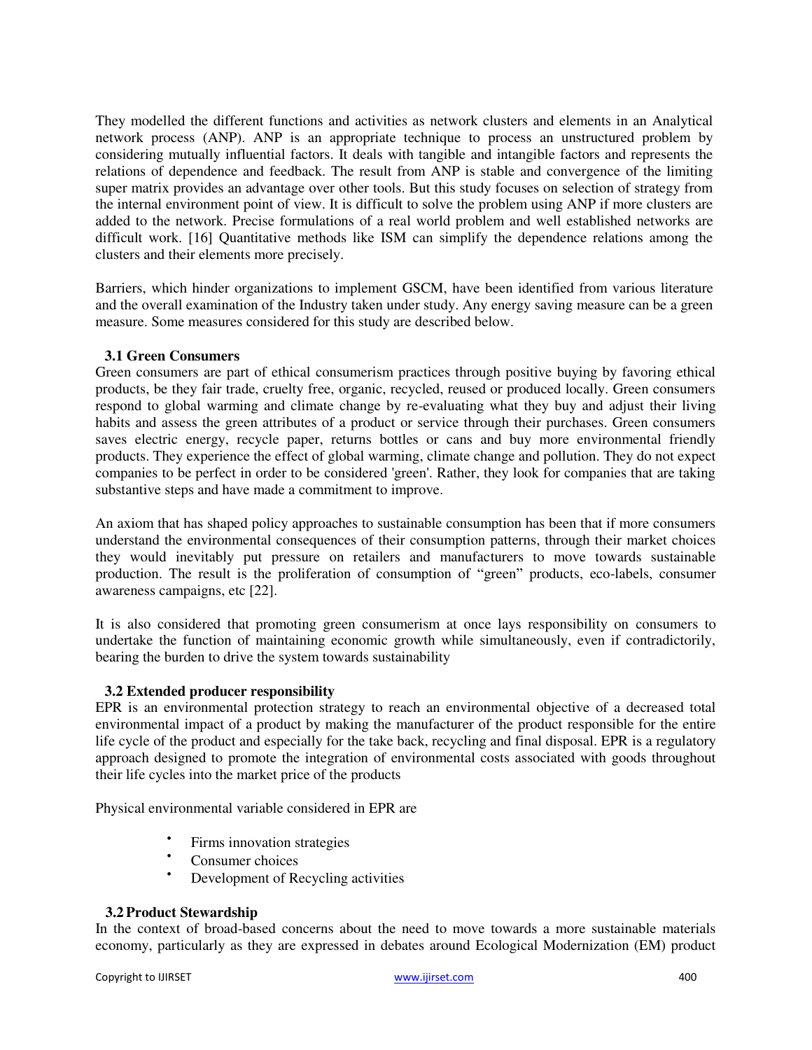They modelled the different functions and activities as network clusters and elements in an Analytical network process (ANP). ANP is an appropriate technique to process an unstructured problem by considering mutually influential factors. It deals with tangible and intangible factors and represents the relations of dependence and feedback. The result from ANP is stable and convergence of the limiting super matrix provides an advantage over other tools. But this study focuses on selection of strategy from the internal environment point of view. It is difficult to solve the problem using ANP if more clusters are added to the network. Precise formulations of a real world problem and well established networks are difficult work. [16] Quantitative methods like ISM can simplify the dependence relations among the clusters and their elements more precisely.

Barriers, which hinder organizations to implement GSCM, have been identified from various literature and the overall examination of the Industry taken under study. Any energy saving measure can be a green measure. Some measures considered for this study are described below.

### 3.1 Green Consumers

Green consumers are part of ethical consumerism practices through positive buying by favoring ethical products, be they fair trade, cruelty free, organic, recycled, reused or produced locally. Green consumers respond to global warming and climate change by re-evaluating what they buy and adjust their living habits and assess the green attributes of a product or service through their purchases. Green consumers saves electric energy, recycle paper, returns bottles or cans and buy more environmental friendly products. They experience the effect of global warming, climate change and pollution. They do not expect companies to be perfect in order to be considered 'green'. Rather, they look for companies that are taking substantive steps and have made a commitment to improve.

An axiom that has shaped policy approaches to sustainable consumption has been that if more consumers understand the environmental consequences of their consumption patterns, through their market choices they would inevitably put pressure on retailers and manufacturers to move towards sustainable production. The result is the proliferation of consumption of "green" products, eco-labels, consumer awareness campaigns, etc [22].

It is also considered that promoting green consumerism at once lays responsibility on consumers to undertake the function of maintaining economic growth while simultaneously, even if contradictorily, bearing the burden to drive the system towards sustainability

### 3.2 Extended producer responsibility

EPR is an environmental protection strategy to reach an environmental objective of a decreased total environmental impact of a product by making the manufacturer of the product responsible for the entire life cycle of the product and especially for the take back, recycling and final disposal. EPR is a regulatory approach designed to promote the integration of environmental costs associated with goods throughout their life cycles into the market price of the products

Physical environmental variable considered in EPR are

- Firms innovation strategies
- Consumer choices
- Development of Recycling activities

### 3.2 Product Stewardship

In the context of broad-based concerns about the need to move towards a more sustainable materials economy, particularly as they are expressed in debates around Ecological Modernization (EM) product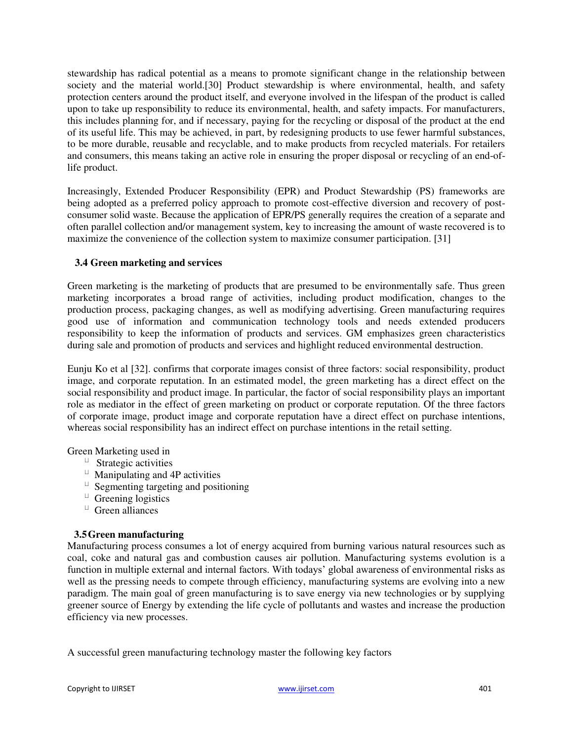stewardship has radical potential as a means to promote significant change in the relationship between society and the material world.[30] Product stewardship is where environmental, health, and safety protection centers around the product itself, and everyone involved in the lifespan of the product is called upon to take up responsibility to reduce its environmental, health, and safety impacts. For manufacturers, this includes planning for, and if necessary, paying for the recycling or disposal of the product at the end of its useful life. This may be achieved, in part, by redesigning products to use fewer harmful substances, to be more durable, reusable and recyclable, and to make products from recycled materials. For retailers and consumers, this means taking an active role in ensuring the proper disposal or recycling of an end-of-life product.

Increasingly, Extended Producer Responsibility (EPR) and Product Stewardship (PS) frameworks are being adopted as a preferred policy approach to promote cost-effective diversion and recovery of post-consumer solid waste. Because the application of EPR/PS generally requires the creation of a separate and often parallel collection and/or management system, key to increasing the amount of waste recovered is to maximize the convenience of the collection system to maximize consumer participation. [31]

### 3.4 Green marketing and services

Green marketing is the marketing of products that are presumed to be environmentally safe. Thus green marketing incorporates a broad range of activities, including product modification, changes to the production process, packaging changes, as well as modifying advertising. Green manufacturing requires good use of information and communication technology tools and needs extended producers responsibility to keep the information of products and services. GM emphasizes green characteristics during sale and promotion of products and services and highlight reduced environmental destruction.

Eunju Ko et al [32]. confirms that corporate images consist of three factors: social responsibility, product image, and corporate reputation. In an estimated model, the green marketing has a direct effect on the social responsibility and product image. In particular, the factor of social responsibility plays an important role as mediator in the effect of green marketing on product or corporate reputation. Of the three factors of corporate image, product image and corporate reputation have a direct effect on purchase intentions, whereas social responsibility has an indirect effect on purchase intentions in the retail setting.

Green Marketing used in

- Strategic activities
- Manipulating and 4P activities
- Segmenting targeting and positioning
- Greening logistics
- Green alliances

### 3.5 Green manufacturing

Manufacturing process consumes a lot of energy acquired from burning various natural resources such as coal, coke and natural gas and combustion causes air pollution. Manufacturing systems evolution is a function in multiple external and internal factors. With todays' global awareness of environmental risks as well as the pressing needs to compete through efficiency, manufacturing systems are evolving into a new paradigm. The main goal of green manufacturing is to save energy via new technologies or by supplying greener source of Energy by extending the life cycle of pollutants and wastes and increase the production efficiency via new processes.

A successful green manufacturing technology master the following key factors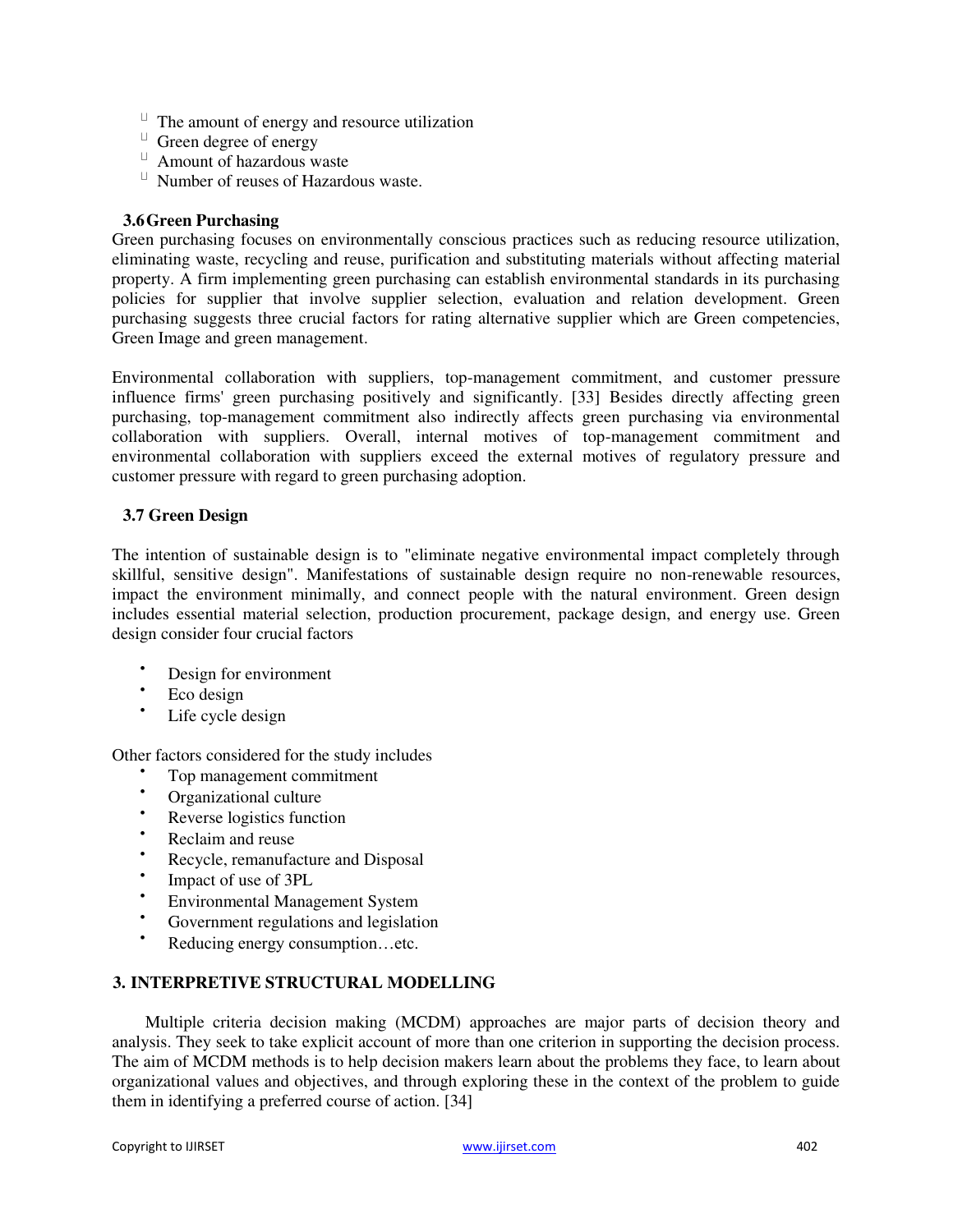- The amount of energy and resource utilization
- Green degree of energy
- Amount of hazardous waste
- Number of reuses of Hazardous waste.

### 3.6 Green Purchasing

Green purchasing focuses on environmentally conscious practices such as reducing resource utilization, eliminating waste, recycling and reuse, purification and substituting materials without affecting material property. A firm implementing green purchasing can establish environmental standards in its purchasing policies for supplier that involve supplier selection, evaluation and relation development. Green purchasing suggests three crucial factors for rating alternative supplier which are Green competencies, Green Image and green management.

Environmental collaboration with suppliers, top-management commitment, and customer pressure influence firms' green purchasing positively and significantly. [33] Besides directly affecting green purchasing, top-management commitment also indirectly affects green purchasing via environmental collaboration with suppliers. Overall, internal motives of top-management commitment and environmental collaboration with suppliers exceed the external motives of regulatory pressure and customer pressure with regard to green purchasing adoption.

### 3.7 Green Design

The intention of sustainable design is to "eliminate negative environmental impact completely through skillful, sensitive design". Manifestations of sustainable design require no non-renewable resources, impact the environment minimally, and connect people with the natural environment. Green design includes essential material selection, production procurement, package design, and energy use. Green design consider four crucial factors

- Design for environment
- Eco design
- Life cycle design

Other factors considered for the study includes

- Top management commitment
- Organizational culture
- Reverse logistics function
- Reclaim and reuse
- Recycle, remanufacture and Disposal
- Impact of use of 3PL
- Environmental Management System
- Government regulations and legislation
- Reducing energy consumption…etc.

## 3. INTERPRETIVE STRUCTURAL MODELLING

Multiple criteria decision making (MCDM) approaches are major parts of decision theory and analysis. They seek to take explicit account of more than one criterion in supporting the decision process. The aim of MCDM methods is to help decision makers learn about the problems they face, to learn about organizational values and objectives, and through exploring these in the context of the problem to guide them in identifying a preferred course of action. [34]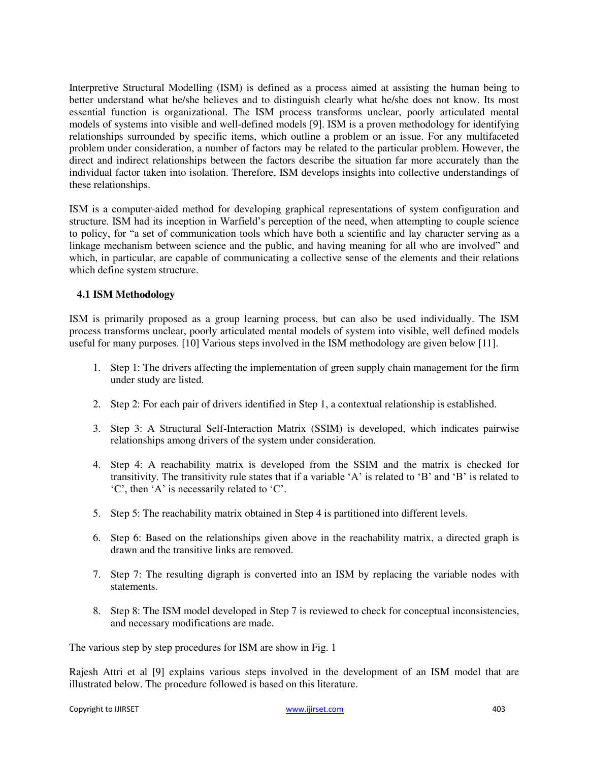Interpretive Structural Modelling (ISM) is defined as a process aimed at assisting the human being to better understand what he/she believes and to distinguish clearly what he/she does not know. Its most essential function is organizational. The ISM process transforms unclear, poorly articulated mental models of systems into visible and well-defined models [9]. ISM is a proven methodology for identifying relationships surrounded by specific items, which outline a problem or an issue. For any multifaceted problem under consideration, a number of factors may be related to the particular problem. However, the direct and indirect relationships between the factors describe the situation far more accurately than the individual factor taken into isolation. Therefore, ISM develops insights into collective understandings of these relationships.

ISM is a computer-aided method for developing graphical representations of system configuration and structure. ISM had its inception in Warfield's perception of the need, when attempting to couple science to policy, for "a set of communication tools which have both a scientific and lay character serving as a linkage mechanism between science and the public, and having meaning for all who are involved" and which, in particular, are capable of communicating a collective sense of the elements and their relations which define system structure.

### 4.1 ISM Methodology

ISM is primarily proposed as a group learning process, but can also be used individually. The ISM process transforms unclear, poorly articulated mental models of system into visible, well defined models useful for many purposes. [10] Various steps involved in the ISM methodology are given below [11].

1. Step 1: The drivers affecting the implementation of green supply chain management for the firm under study are listed.
2. Step 2: For each pair of drivers identified in Step 1, a contextual relationship is established.
3. Step 3: A Structural Self-Interaction Matrix (SSIM) is developed, which indicates pairwise relationships among drivers of the system under consideration.
4. Step 4: A reachability matrix is developed from the SSIM and the matrix is checked for transitivity. The transitivity rule states that if a variable 'A' is related to 'B' and 'B' is related to 'C', then 'A' is necessarily related to 'C'.
5. Step 5: The reachability matrix obtained in Step 4 is partitioned into different levels.
6. Step 6: Based on the relationships given above in the reachability matrix, a directed graph is drawn and the transitive links are removed.
7. Step 7: The resulting digraph is converted into an ISM by replacing the variable nodes with statements.
8. Step 8: The ISM model developed in Step 7 is reviewed to check for conceptual inconsistencies, and necessary modifications are made.

The various step by step procedures for ISM are show in Fig. 1

Rajesh Attri et al [9] explains various steps involved in the development of an ISM model that are illustrated below. The procedure followed is based on this literature.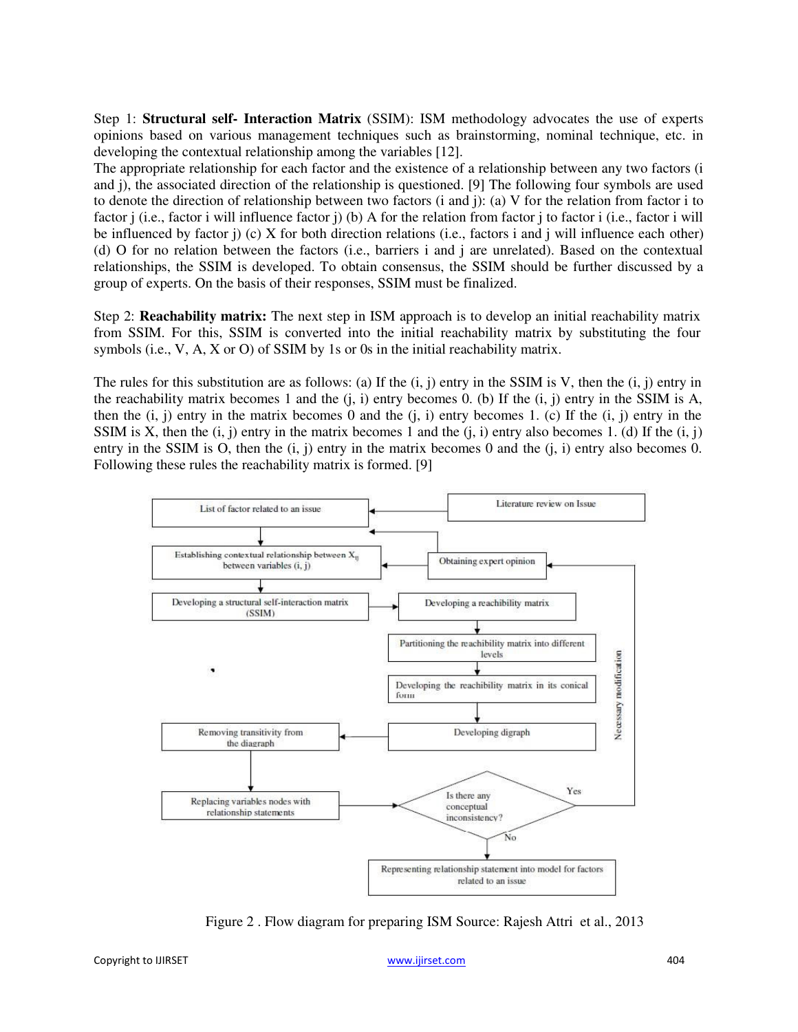Step 1: **Structural self- Interaction Matrix** (SSIM): ISM methodology advocates the use of experts opinions based on various management techniques such as brainstorming, nominal technique, etc. in developing the contextual relationship among the variables [12].
The appropriate relationship for each factor and the existence of a relationship between any two factors (i and j), the associated direction of the relationship is questioned. [9] The following four symbols are used to denote the direction of relationship between two factors (i and j): (a) V for the relation from factor i to factor j (i.e., factor i will influence factor j) (b) A for the relation from factor j to factor i (i.e., factor i will be influenced by factor j) (c) X for both direction relations (i.e., factors i and j will influence each other) (d) O for no relation between the factors (i.e., barriers i and j are unrelated). Based on the contextual relationships, the SSIM is developed. To obtain consensus, the SSIM should be further discussed by a group of experts. On the basis of their responses, SSIM must be finalized.

Step 2: **Reachability matrix:** The next step in ISM approach is to develop an initial reachability matrix from SSIM. For this, SSIM is converted into the initial reachability matrix by substituting the four symbols (i.e., V, A, X or O) of SSIM by 1s or 0s in the initial reachability matrix.

The rules for this substitution are as follows: (a) If the (i, j) entry in the SSIM is V, then the (i, j) entry in the reachability matrix becomes 1 and the (j, i) entry becomes 0. (b) If the (i, j) entry in the SSIM is A, then the (i, j) entry in the matrix becomes 0 and the (j, i) entry becomes 1. (c) If the (i, j) entry in the SSIM is X, then the (i, j) entry in the matrix becomes 1 and the (j, i) entry also becomes 1. (d) If the (i, j) entry in the SSIM is O, then the (i, j) entry in the matrix becomes 0 and the (j, i) entry also becomes 0. Following these rules the reachability matrix is formed. [9]

List of factor related to an issue

Literature review on Issue

Establishing contextual relationship between $X_{ij}$ between variables (i, j)

Obtaining expert opinion

Developing a structural self-interaction matrix (SSIM)

Developing a reachibility matrix

Partitioning the reachibility matrix into different levels

Developing the reachibility matrix in its conical form

Necessary modification

Removing transitivity from the diagraph

Developing digraph

Replacing variables nodes with relationship statements

Is there any conceptual inconsistency?

Yes

No

Representing relationship statement into model for factors related to an issue

Figure 2 . Flow diagram for preparing ISM Source: Rajesh Attri et al., 2013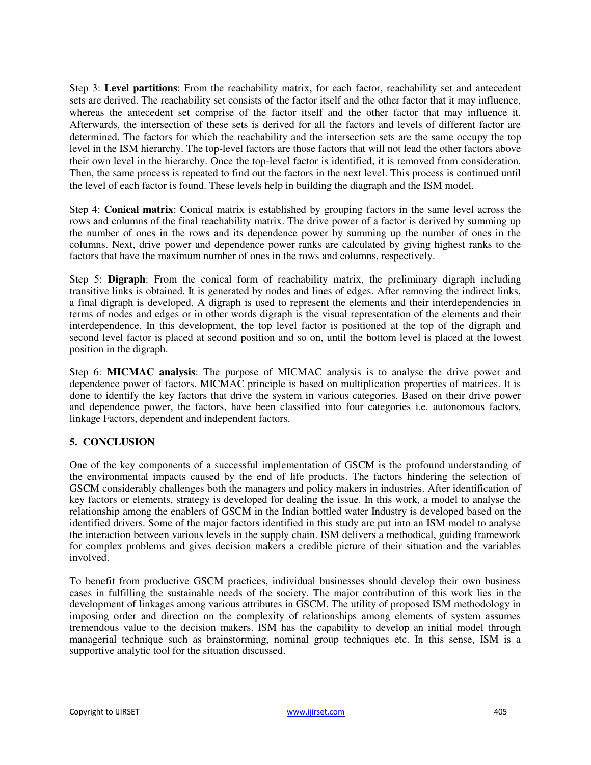Step 3: **Level partitions**: From the reachability matrix, for each factor, reachability set and antecedent sets are derived. The reachability set consists of the factor itself and the other factor that it may influence, whereas the antecedent set comprise of the factor itself and the other factor that may influence it. Afterwards, the intersection of these sets is derived for all the factors and levels of different factor are determined. The factors for which the reachability and the intersection sets are the same occupy the top level in the ISM hierarchy. The top-level factors are those factors that will not lead the other factors above their own level in the hierarchy. Once the top-level factor is identified, it is removed from consideration. Then, the same process is repeated to find out the factors in the next level. This process is continued until the level of each factor is found. These levels help in building the diagraph and the ISM model.

Step 4: **Conical matrix**: Conical matrix is established by grouping factors in the same level across the rows and columns of the final reachability matrix. The drive power of a factor is derived by summing up the number of ones in the rows and its dependence power by summing up the number of ones in the columns. Next, drive power and dependence power ranks are calculated by giving highest ranks to the factors that have the maximum number of ones in the rows and columns, respectively.

Step 5: **Digraph**: From the conical form of reachability matrix, the preliminary digraph including transitive links is obtained. It is generated by nodes and lines of edges. After removing the indirect links, a final digraph is developed. A digraph is used to represent the elements and their interdependencies in terms of nodes and edges or in other words digraph is the visual representation of the elements and their interdependence. In this development, the top level factor is positioned at the top of the digraph and second level factor is placed at second position and so on, until the bottom level is placed at the lowest position in the digraph.

Step 6: **MICMAC analysis**: The purpose of MICMAC analysis is to analyse the drive power and dependence power of factors. MICMAC principle is based on multiplication properties of matrices. It is done to identify the key factors that drive the system in various categories. Based on their drive power and dependence power, the factors, have been classified into four categories i.e. autonomous factors, linkage Factors, dependent and independent factors.

## 5. CONCLUSION

One of the key components of a successful implementation of GSCM is the profound understanding of the environmental impacts caused by the end of life products. The factors hindering the selection of GSCM considerably challenges both the managers and policy makers in industries. After identification of key factors or elements, strategy is developed for dealing the issue. In this work, a model to analyse the relationship among the enablers of GSCM in the Indian bottled water Industry is developed based on the identified drivers. Some of the major factors identified in this study are put into an ISM model to analyse the interaction between various levels in the supply chain. ISM delivers a methodical, guiding framework for complex problems and gives decision makers a credible picture of their situation and the variables involved.

To benefit from productive GSCM practices, individual businesses should develop their own business cases in fulfilling the sustainable needs of the society. The major contribution of this work lies in the development of linkages among various attributes in GSCM. The utility of proposed ISM methodology in imposing order and direction on the complexity of relationships among elements of system assumes tremendous value to the decision makers. ISM has the capability to develop an initial model through managerial technique such as brainstorming, nominal group techniques etc. In this sense, ISM is a supportive analytic tool for the situation discussed.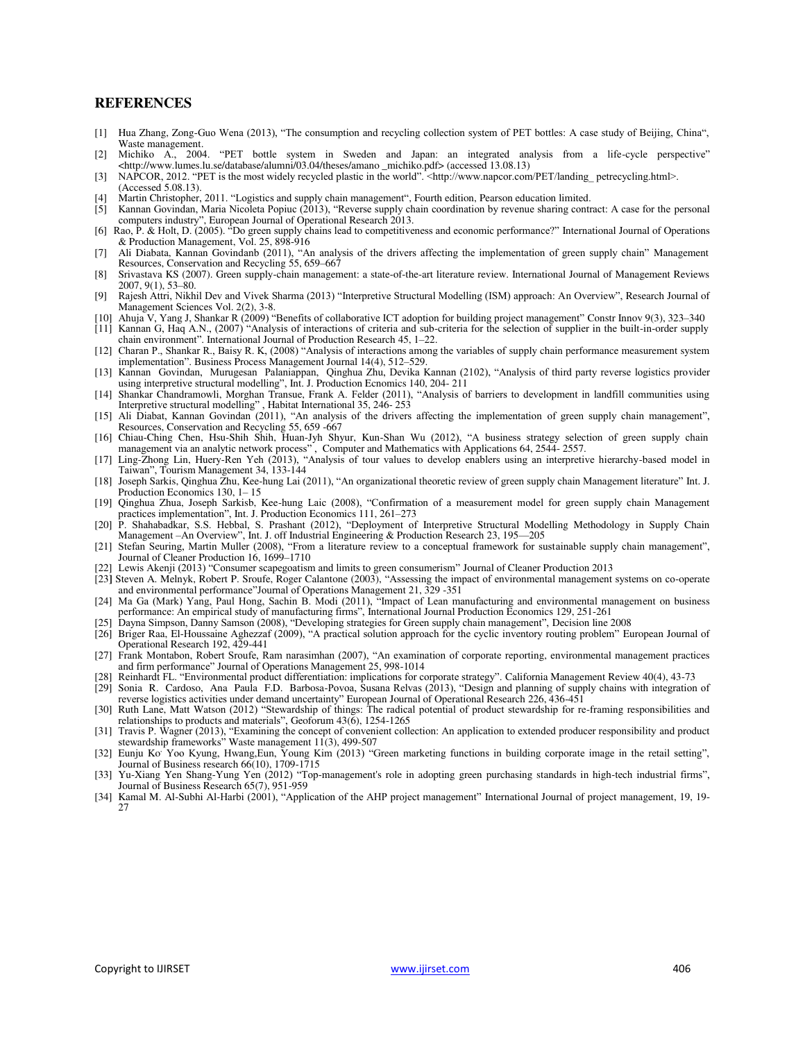## REFERENCES

[1] Hua Zhang, Zong-Guo Wena (2013), "The consumption and recycling collection system of PET bottles: A case study of Beijing, China", Waste management.

[2] Michiko A., 2004. "PET bottle system in Sweden and Japan: an integrated analysis from a life-cycle perspective" <http://www.lumes.lu.se/database/alumni/03.04/theses/amano _michiko.pdf> (accessed 13.08.13)

[3] NAPCOR, 2012. "PET is the most widely recycled plastic in the world". <http://www.napcor.com/PET/landing_ petrecycling.html>. (Accessed 5.08.13).

[4] Martin Christopher, 2011. "Logistics and supply chain management", Fourth edition, Pearson education limited.

[5] Kannan Govindan, Maria Nicoleta Popiuc (2013), "Reverse supply chain coordination by revenue sharing contract: A case for the personal computers industry", European Journal of Operational Research 2013.

[6] Rao, P. & Holt, D. (2005). "Do green supply chains lead to competitiveness and economic performance?" International Journal of Operations & Production Management, Vol. 25, 898-916

[7] Ali Diabata, Kannan Govindanb (2011), "An analysis of the drivers affecting the implementation of green supply chain" Management Resources, Conservation and Recycling 55, 659–667

[8] Srivastava KS (2007). Green supply-chain management: a state-of-the-art literature review. International Journal of Management Reviews 2007, 9(1), 53–80.

[9] Rajesh Attri, Nikhil Dev and Vivek Sharma (2013) "Interpretive Structural Modelling (ISM) approach: An Overview", Research Journal of Management Sciences Vol. 2(2), 3-8.

[10] Ahuja V, Yang J, Shankar R (2009) "Benefits of collaborative ICT adoption for building project management" Constr Innov 9(3), 323–340

[11] Kannan G, Haq A.N., (2007) "Analysis of interactions of criteria and sub-criteria for the selection of supplier in the built-in-order supply chain environment". International Journal of Production Research 45, 1–22.

[12] Charan P., Shankar R., Baisy R. K, (2008) "Analysis of interactions among the variables of supply chain performance measurement system implementation". Business Process Management Journal 14(4), 512–529.

[13] Kannan Govindan, Murugesan Palaniappan, Qinghua Zhu, Devika Kannan (2102), "Analysis of third party reverse logistics provider using interpretive structural modelling", Int. J. Production Ecnomics 140, 204- 211

[14] Shankar Chandramowli, Morghan Transue, Frank A. Felder (2011), "Analysis of barriers to development in landfill communities using Interpretive structural modelling" , Habitat International 35, 246- 253

[15] Ali Diabat, Kannan Govindan (2011), "An analysis of the drivers affecting the implementation of green supply chain management", Resources, Conservation and Recycling 55, 659 -667

[16] Chiau-Ching Chen, Hsu-Shih Shih, Huan-Jyh Shyur, Kun-Shan Wu (2012), "A business strategy selection of green supply chain management via an analytic network process" , Computer and Mathematics with Applications 64, 2544- 2557.

[17] Ling-Zhong Lin, Huery-Ren Yeh (2013), "Analysis of tour values to develop enablers using an interpretive hierarchy-based model in Taiwan", Tourism Management 34, 133-144

[18] Joseph Sarkis, Qinghua Zhu, Kee-hung Lai (2011), "An organizational theoretic review of green supply chain Management literature" Int. J. Production Economics 130, 1– 15

[19] Qinghua Zhua, Joseph Sarkisb, Kee-hung Laic (2008), "Confirmation of a measurement model for green supply chain Management practices implementation", Int. J. Production Economics 111, 261–273

[20] P. Shahabadkar, S.S. Hebbal, S. Prashant (2012), "Deployment of Interpretive Structural Modelling Methodology in Supply Chain Management –An Overview", Int. J. off Industrial Engineering & Production Research 23, 195—205

[21] Stefan Seuring, Martin Muller (2008), "From a literature review to a conceptual framework for sustainable supply chain management", Journal of Cleaner Production 16, 1699–1710

[22] Lewis Akenji (2013) "Consumer scapegoatism and limits to green consumerism" Journal of Cleaner Production 2013

[23] Steven A. Melnyk, Robert P. Sroufe, Roger Calantone (2003), "Assessing the impact of environmental management systems on co-operate and environmental performance"Journal of Operations Management 21, 329 -351

[24] Ma Ga (Mark) Yang, Paul Hong, Sachin B. Modi (2011), "Impact of Lean manufacturing and environmental management on business performance: An empirical study of manufacturing firms", International Journal Production Economics 129, 251-261

[25] Dayna Simpson, Danny Samson (2008), "Developing strategies for Green supply chain management", Decision line 2008

[26] Briger Raa, El-Houssaine Aghezzaf (2009), "A practical solution approach for the cyclic inventory routing problem" European Journal of Operational Research 192, 429-441

[27] Frank Montabon, Robert Sroufe, Ram narasimhan (2007), "An examination of corporate reporting, environmental management practices and firm performance" Journal of Operations Management 25, 998-1014

[28] Reinhardt FL. "Environmental product differentiation: implications for corporate strategy". California Management Review 40(4), 43-73

[29] Sonia R. Cardoso, Ana Paula F.D. Barbosa-Povoa, Susana Relvas (2013), "Design and planning of supply chains with integration of reverse logistics activities under demand uncertainty" European Journal of Operational Research 226, 436-451

[30] Ruth Lane, Matt Watson (2012) "Stewardship of things: The radical potential of product stewardship for re-framing responsibilities and relationships to products and materials", Geoforum 43(6), 1254-1265

[31] Travis P. Wagner (2013), "Examining the concept of convenient collection: An application to extended producer responsibility and product stewardship frameworks" Waste management 11(3), 499-507

[32] Eunju Ko, Yoo Kyung, Hwang,Eun, Young Kim (2013) "Green marketing functions in building corporate image in the retail setting", Journal of Business research 66(10), 1709-1715

[33] Yu-Xiang Yen Shang-Yung Yen (2012) "Top-management's role in adopting green purchasing standards in high-tech industrial firms", Journal of Business Research 65(7), 951-959

[34] Kamal M. Al-Subhi Al-Harbi (2001), "Application of the AHP project management" International Journal of project management, 19, 19-27